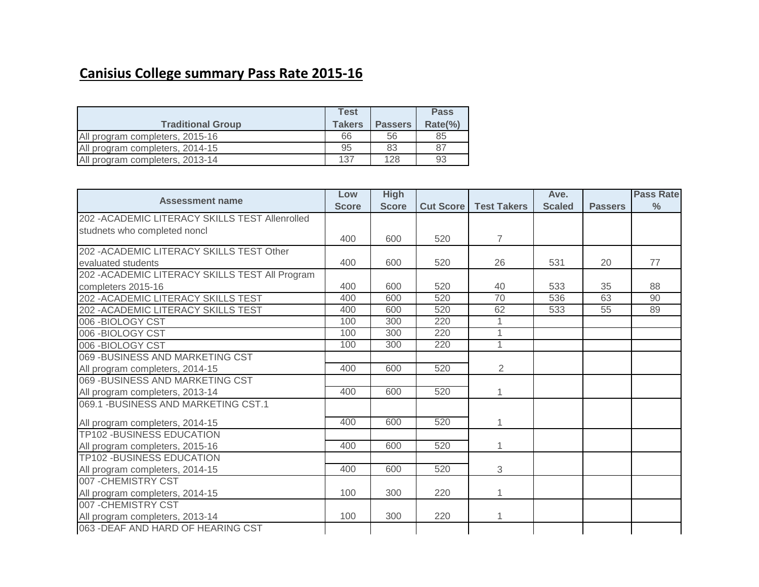## Canisius College summary Pass Rate 2015-16

| Traditional Group | Test Takers | Passers | Pass Rate(%) |
|---|---|---|---|
| All program completers, 2015-16 | 66 | 56 | 85 |
| All program completers, 2014-15 | 95 | 83 | 87 |
| All program completers, 2013-14 | 137 | 128 | 93 |

| Assessment name | Low Score | High Score | Cut Score | Test Takers | Ave. Scaled | Passers | Pass Rate % |
|---|---|---|---|---|---|---|---|
| 202 -ACADEMIC LITERACY SKILLS TEST Allenrolled studnets who completed noncl | 400 | 600 | 520 | 7 | | | |
| 202 -ACADEMIC LITERACY SKILLS TEST Other evaluated students | 400 | 600 | 520 | 26 | 531 | 20 | 77 |
| 202 -ACADEMIC LITERACY SKILLS TEST All Program completers 2015-16 | 400 | 600 | 520 | 40 | 533 | 35 | 88 |
| 202 -ACADEMIC LITERACY SKILLS TEST | 400 | 600 | 520 | 70 | 536 | 63 | 90 |
| 202 -ACADEMIC LITERACY SKILLS TEST | 400 | 600 | 520 | 62 | 533 | 55 | 89 |
| 006 -BIOLOGY CST | 100 | 300 | 220 | 1 | | | |
| 006 -BIOLOGY CST | 100 | 300 | 220 | 1 | | | |
| 006 -BIOLOGY CST | 100 | 300 | 220 | 1 | | | |
| 069 -BUSINESS AND MARKETING CST All program completers, 2014-15 | 400 | 600 | 520 | 2 | | | |
| 069 -BUSINESS AND MARKETING CST All program completers, 2013-14 | 400 | 600 | 520 | 1 | | | |
| 069.1 -BUSINESS AND MARKETING CST.1 All program completers, 2014-15 | 400 | 600 | 520 | 1 | | | |
| TP102 -BUSINESS EDUCATION All program completers, 2015-16 | 400 | 600 | 520 | 1 | | | |
| TP102 -BUSINESS EDUCATION All program completers, 2014-15 | 400 | 600 | 520 | 3 | | | |
| 007 -CHEMISTRY CST All program completers, 2014-15 | 100 | 300 | 220 | 1 | | | |
| 007 -CHEMISTRY CST All program completers, 2013-14 | 100 | 300 | 220 | 1 | | | |
| 063 -DEAF AND HARD OF HEARING CST | | | | | | | |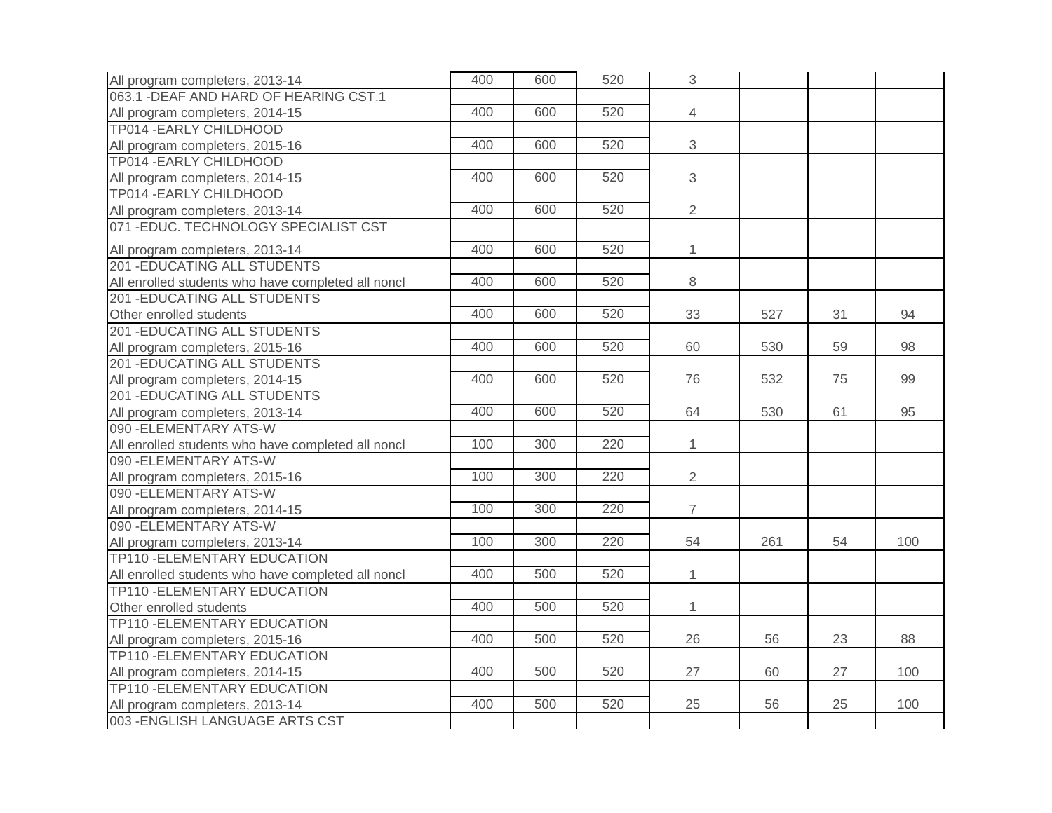| | | | | | | | |
|---|---|---|---|---|---|---|---|
| All program completers, 2013-14 | 400 | 600 | 520 | 3 | | | |
| 063.1 -DEAF AND HARD OF HEARING CST.1<br>All program completers, 2014-15 | 400 | 600 | 520 | 4 | | | |
| TP014 -EARLY CHILDHOOD<br>All program completers, 2015-16 | 400 | 600 | 520 | 3 | | | |
| TP014 -EARLY CHILDHOOD<br>All program completers, 2014-15 | 400 | 600 | 520 | 3 | | | |
| TP014 -EARLY CHILDHOOD<br>All program completers, 2013-14 | 400 | 600 | 520 | 2 | | | |
| 071 -EDUC. TECHNOLOGY SPECIALIST CST<br>All program completers, 2013-14 | 400 | 600 | 520 | 1 | | | |
| 201 -EDUCATING ALL STUDENTS<br>All enrolled students who have completed all noncl | 400 | 600 | 520 | 8 | | | |
| 201 -EDUCATING ALL STUDENTS<br>Other enrolled students | 400 | 600 | 520 | 33 | 527 | 31 | 94 |
| 201 -EDUCATING ALL STUDENTS<br>All program completers, 2015-16 | 400 | 600 | 520 | 60 | 530 | 59 | 98 |
| 201 -EDUCATING ALL STUDENTS<br>All program completers, 2014-15 | 400 | 600 | 520 | 76 | 532 | 75 | 99 |
| 201 -EDUCATING ALL STUDENTS<br>All program completers, 2013-14 | 400 | 600 | 520 | 64 | 530 | 61 | 95 |
| 090 -ELEMENTARY ATS-W<br>All enrolled students who have completed all noncl | 100 | 300 | 220 | 1 | | | |
| 090 -ELEMENTARY ATS-W<br>All program completers, 2015-16 | 100 | 300 | 220 | 2 | | | |
| 090 -ELEMENTARY ATS-W<br>All program completers, 2014-15 | 100 | 300 | 220 | 7 | | | |
| 090 -ELEMENTARY ATS-W<br>All program completers, 2013-14 | 100 | 300 | 220 | 54 | 261 | 54 | 100 |
| TP110 -ELEMENTARY EDUCATION<br>All enrolled students who have completed all noncl | 400 | 500 | 520 | 1 | | | |
| TP110 -ELEMENTARY EDUCATION<br>Other enrolled students | 400 | 500 | 520 | 1 | | | |
| TP110 -ELEMENTARY EDUCATION<br>All program completers, 2015-16 | 400 | 500 | 520 | 26 | 56 | 23 | 88 |
| TP110 -ELEMENTARY EDUCATION<br>All program completers, 2014-15 | 400 | 500 | 520 | 27 | 60 | 27 | 100 |
| TP110 -ELEMENTARY EDUCATION<br>All program completers, 2013-14 | 400 | 500 | 520 | 25 | 56 | 25 | 100 |
| 003 -ENGLISH LANGUAGE ARTS CST | | | | | | | |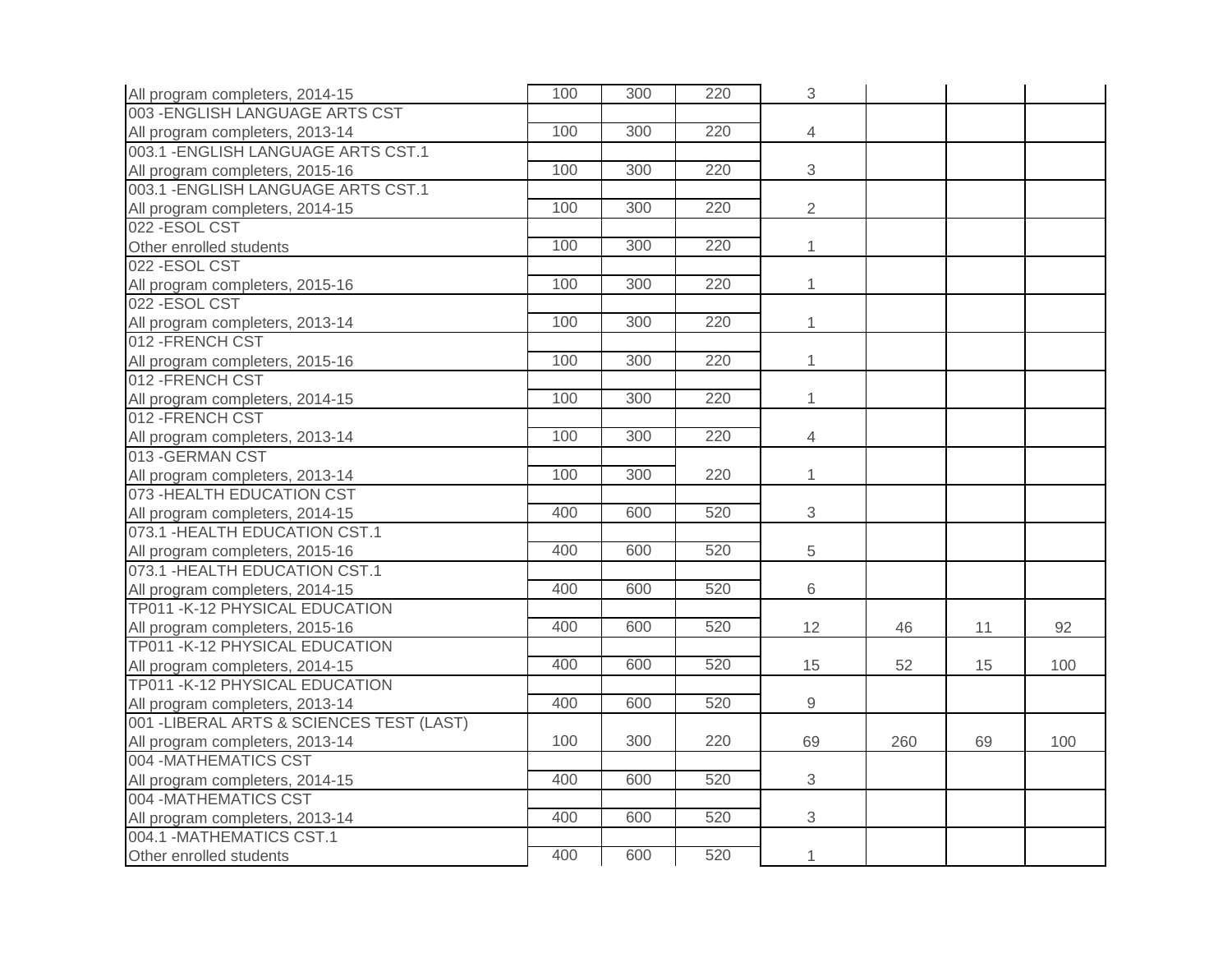| | | | | | | | |
|---|---|---|---|---|---|---|---|
| All program completers, 2014-15 | 100 | 300 | 220 | 3 | | | |
| 003 -ENGLISH LANGUAGE ARTS CST<br>All program completers, 2013-14 | 100 | 300 | 220 | 4 | | | |
| 003.1 -ENGLISH LANGUAGE ARTS CST.1<br>All program completers, 2015-16 | 100 | 300 | 220 | 3 | | | |
| 003.1 -ENGLISH LANGUAGE ARTS CST.1<br>All program completers, 2014-15 | 100 | 300 | 220 | 2 | | | |
| 022 -ESOL CST<br>Other enrolled students | 100 | 300 | 220 | 1 | | | |
| 022 -ESOL CST<br>All program completers, 2015-16 | 100 | 300 | 220 | 1 | | | |
| 022 -ESOL CST<br>All program completers, 2013-14 | 100 | 300 | 220 | 1 | | | |
| 012 -FRENCH CST<br>All program completers, 2015-16 | 100 | 300 | 220 | 1 | | | |
| 012 -FRENCH CST<br>All program completers, 2014-15 | 100 | 300 | 220 | 1 | | | |
| 012 -FRENCH CST<br>All program completers, 2013-14 | 100 | 300 | 220 | 4 | | | |
| 013 -GERMAN CST<br>All program completers, 2013-14 | 100 | 300 | 220 | 1 | | | |
| 073 -HEALTH EDUCATION CST<br>All program completers, 2014-15 | 400 | 600 | 520 | 3 | | | |
| 073.1 -HEALTH EDUCATION CST.1<br>All program completers, 2015-16 | 400 | 600 | 520 | 5 | | | |
| 073.1 -HEALTH EDUCATION CST.1<br>All program completers, 2014-15 | 400 | 600 | 520 | 6 | | | |
| TP011 -K-12 PHYSICAL EDUCATION<br>All program completers, 2015-16 | 400 | 600 | 520 | 12 | 46 | 11 | 92 |
| TP011 -K-12 PHYSICAL EDUCATION<br>All program completers, 2014-15 | 400 | 600 | 520 | 15 | 52 | 15 | 100 |
| TP011 -K-12 PHYSICAL EDUCATION<br>All program completers, 2013-14 | 400 | 600 | 520 | 9 | | | |
| 001 -LIBERAL ARTS & SCIENCES TEST (LAST)<br>All program completers, 2013-14 | 100 | 300 | 220 | 69 | 260 | 69 | 100 |
| 004 -MATHEMATICS CST<br>All program completers, 2014-15 | 400 | 600 | 520 | 3 | | | |
| 004 -MATHEMATICS CST<br>All program completers, 2013-14 | 400 | 600 | 520 | 3 | | | |
| 004.1 -MATHEMATICS CST.1<br>Other enrolled students | 400 | 600 | 520 | 1 | | | |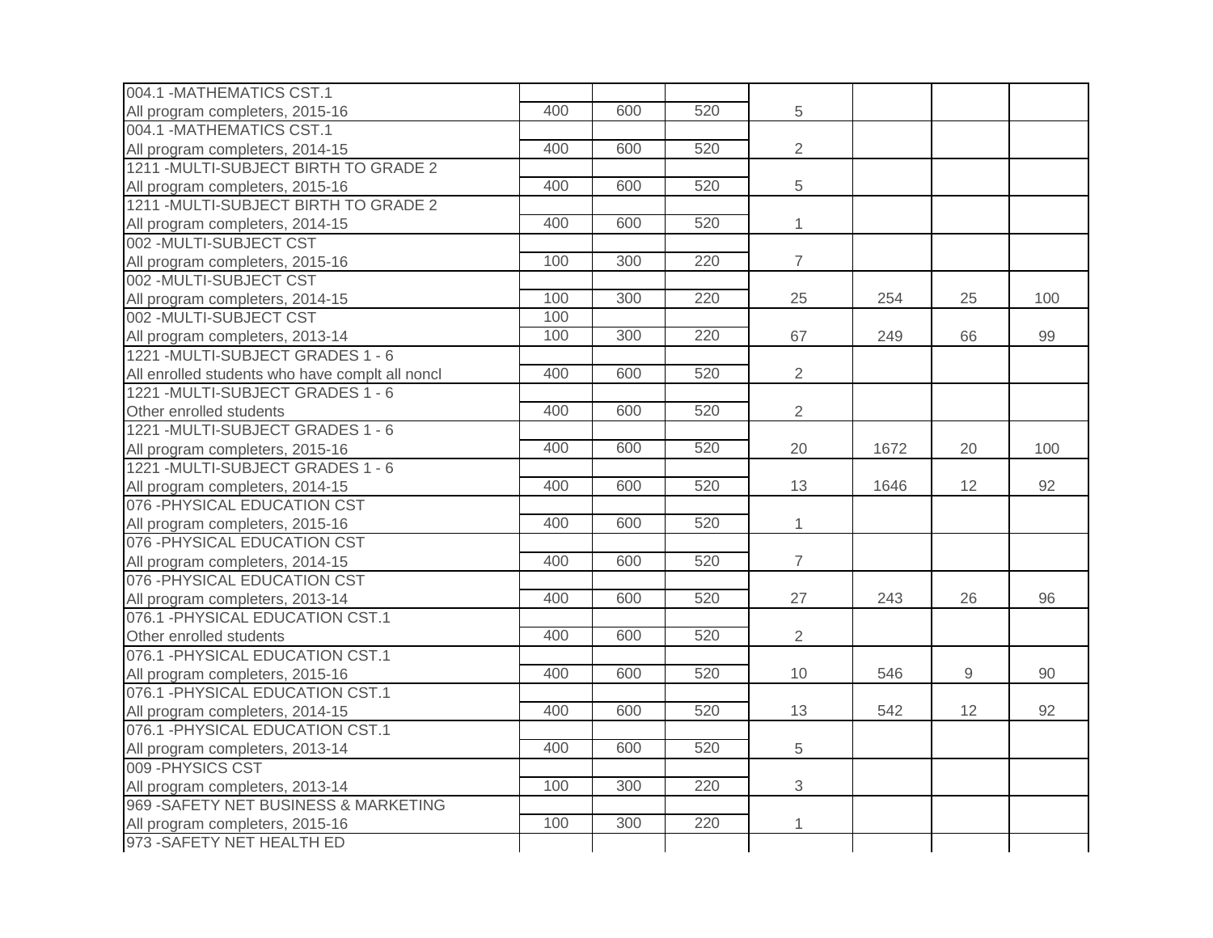| | | | | | | | |
|---|---|---|---|---|---|---|---|
| 004.1 -MATHEMATICS CST.1<br>All program completers, 2015-16 | 400 | 600 | 520 | 5 | | | |
| 004.1 -MATHEMATICS CST.1<br>All program completers, 2014-15 | 400 | 600 | 520 | 2 | | | |
| 1211 -MULTI-SUBJECT BIRTH TO GRADE 2<br>All program completers, 2015-16 | 400 | 600 | 520 | 5 | | | |
| 1211 -MULTI-SUBJECT BIRTH TO GRADE 2<br>All program completers, 2014-15 | 400 | 600 | 520 | 1 | | | |
| 002 -MULTI-SUBJECT CST<br>All program completers, 2015-16 | 100 | 300 | 220 | 7 | | | |
| 002 -MULTI-SUBJECT CST<br>All program completers, 2014-15 | 100 | 300 | 220 | 25 | 254 | 25 | 100 |
| 002 -MULTI-SUBJECT CST<br>All program completers, 2013-14 | 100<br>100 | 300 | 220 | 67 | 249 | 66 | 99 |
| 1221 -MULTI-SUBJECT GRADES 1 - 6<br>All enrolled students who have complt all noncl | 400 | 600 | 520 | 2 | | | |
| 1221 -MULTI-SUBJECT GRADES 1 - 6<br>Other enrolled students | 400 | 600 | 520 | 2 | | | |
| 1221 -MULTI-SUBJECT GRADES 1 - 6<br>All program completers, 2015-16 | 400 | 600 | 520 | 20 | 1672 | 20 | 100 |
| 1221 -MULTI-SUBJECT GRADES 1 - 6<br>All program completers, 2014-15 | 400 | 600 | 520 | 13 | 1646 | 12 | 92 |
| 076 -PHYSICAL EDUCATION CST<br>All program completers, 2015-16 | 400 | 600 | 520 | 1 | | | |
| 076 -PHYSICAL EDUCATION CST<br>All program completers, 2014-15 | 400 | 600 | 520 | 7 | | | |
| 076 -PHYSICAL EDUCATION CST<br>All program completers, 2013-14 | 400 | 600 | 520 | 27 | 243 | 26 | 96 |
| 076.1 -PHYSICAL EDUCATION CST.1<br>Other enrolled students | 400 | 600 | 520 | 2 | | | |
| 076.1 -PHYSICAL EDUCATION CST.1<br>All program completers, 2015-16 | 400 | 600 | 520 | 10 | 546 | 9 | 90 |
| 076.1 -PHYSICAL EDUCATION CST.1<br>All program completers, 2014-15 | 400 | 600 | 520 | 13 | 542 | 12 | 92 |
| 076.1 -PHYSICAL EDUCATION CST.1<br>All program completers, 2013-14 | 400 | 600 | 520 | 5 | | | |
| 009 -PHYSICS CST<br>All program completers, 2013-14 | 100 | 300 | 220 | 3 | | | |
| 969 -SAFETY NET BUSINESS & MARKETING<br>All program completers, 2015-16 | 100 | 300 | 220 | 1 | | | |
| 973 -SAFETY NET HEALTH ED | | | | | | | |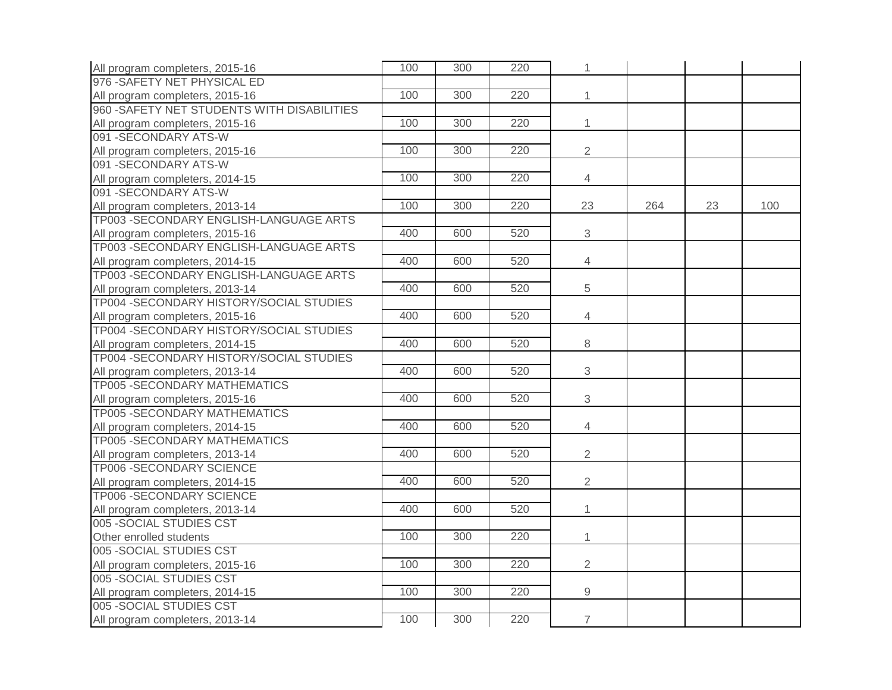| | | | | | | | |
|---|---|---|---|---|---|---|---|
| All program completers, 2015-16 | 100 | 300 | 220 | 1 | | | |
| 976 -SAFETY NET PHYSICAL ED<br>All program completers, 2015-16 | 100 | 300 | 220 | 1 | | | |
| 960 -SAFETY NET STUDENTS WITH DISABILITIES<br>All program completers, 2015-16 | 100 | 300 | 220 | 1 | | | |
| 091 -SECONDARY ATS-W<br>All program completers, 2015-16 | 100 | 300 | 220 | 2 | | | |
| 091 -SECONDARY ATS-W<br>All program completers, 2014-15 | 100 | 300 | 220 | 4 | | | |
| 091 -SECONDARY ATS-W<br>All program completers, 2013-14 | 100 | 300 | 220 | 23 | 264 | 23 | 100 |
| TP003 -SECONDARY ENGLISH-LANGUAGE ARTS<br>All program completers, 2015-16 | 400 | 600 | 520 | 3 | | | |
| TP003 -SECONDARY ENGLISH-LANGUAGE ARTS<br>All program completers, 2014-15 | 400 | 600 | 520 | 4 | | | |
| TP003 -SECONDARY ENGLISH-LANGUAGE ARTS<br>All program completers, 2013-14 | 400 | 600 | 520 | 5 | | | |
| TP004 -SECONDARY HISTORY/SOCIAL STUDIES<br>All program completers, 2015-16 | 400 | 600 | 520 | 4 | | | |
| TP004 -SECONDARY HISTORY/SOCIAL STUDIES<br>All program completers, 2014-15 | 400 | 600 | 520 | 8 | | | |
| TP004 -SECONDARY HISTORY/SOCIAL STUDIES<br>All program completers, 2013-14 | 400 | 600 | 520 | 3 | | | |
| TP005 -SECONDARY MATHEMATICS<br>All program completers, 2015-16 | 400 | 600 | 520 | 3 | | | |
| TP005 -SECONDARY MATHEMATICS<br>All program completers, 2014-15 | 400 | 600 | 520 | 4 | | | |
| TP005 -SECONDARY MATHEMATICS<br>All program completers, 2013-14 | 400 | 600 | 520 | 2 | | | |
| TP006 -SECONDARY SCIENCE<br>All program completers, 2014-15 | 400 | 600 | 520 | 2 | | | |
| TP006 -SECONDARY SCIENCE<br>All program completers, 2013-14 | 400 | 600 | 520 | 1 | | | |
| 005 -SOCIAL STUDIES CST<br>Other enrolled students | 100 | 300 | 220 | 1 | | | |
| 005 -SOCIAL STUDIES CST<br>All program completers, 2015-16 | 100 | 300 | 220 | 2 | | | |
| 005 -SOCIAL STUDIES CST<br>All program completers, 2014-15 | 100 | 300 | 220 | 9 | | | |
| 005 -SOCIAL STUDIES CST<br>All program completers, 2013-14 | 100 | 300 | 220 | 7 | | | |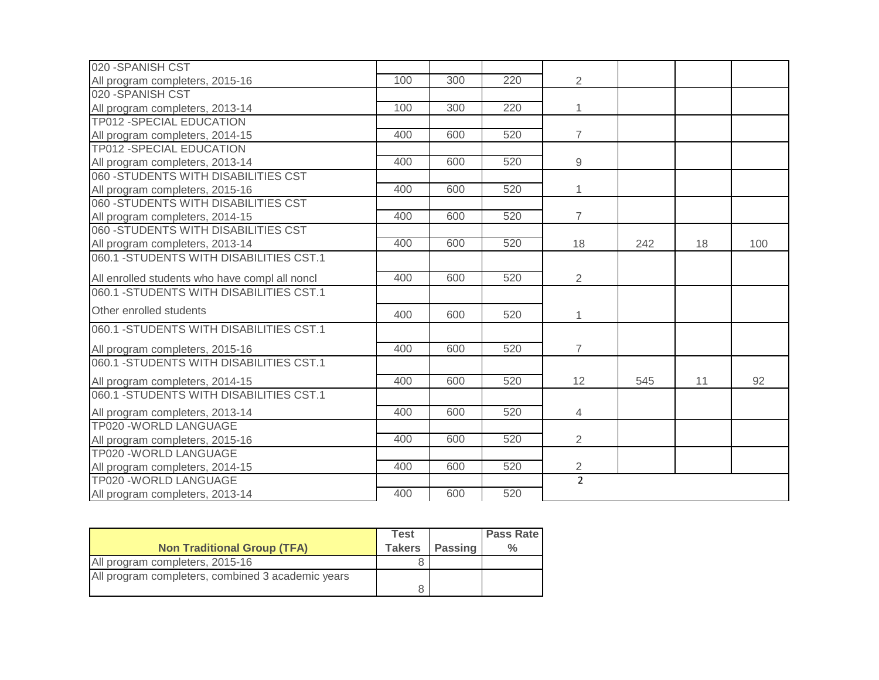| | | | | | | | |
|---|---|---|---|---|---|---|---|
| 020 -SPANISH CST<br>All program completers, 2015-16 | 100 | 300 | 220 | 2 | | | |
| 020 -SPANISH CST<br>All program completers, 2013-14 | 100 | 300 | 220 | 1 | | | |
| TP012 -SPECIAL EDUCATION<br>All program completers, 2014-15 | 400 | 600 | 520 | 7 | | | |
| TP012 -SPECIAL EDUCATION<br>All program completers, 2013-14 | 400 | 600 | 520 | 9 | | | |
| 060 -STUDENTS WITH DISABILITIES CST<br>All program completers, 2015-16 | 400 | 600 | 520 | 1 | | | |
| 060 -STUDENTS WITH DISABILITIES CST<br>All program completers, 2014-15 | 400 | 600 | 520 | 7 | | | |
| 060 -STUDENTS WITH DISABILITIES CST<br>All program completers, 2013-14 | 400 | 600 | 520 | 18 | 242 | 18 | 100 |
| 060.1 -STUDENTS WITH DISABILITIES CST.1<br>All enrolled students who have compl all noncl | 400 | 600 | 520 | 2 | | | |
| 060.1 -STUDENTS WITH DISABILITIES CST.1<br>Other enrolled students | 400 | 600 | 520 | 1 | | | |
| 060.1 -STUDENTS WITH DISABILITIES CST.1<br>All program completers, 2015-16 | 400 | 600 | 520 | 7 | | | |
| 060.1 -STUDENTS WITH DISABILITIES CST.1<br>All program completers, 2014-15 | 400 | 600 | 520 | 12 | 545 | 11 | 92 |
| 060.1 -STUDENTS WITH DISABILITIES CST.1<br>All program completers, 2013-14 | 400 | 600 | 520 | 4 | | | |
| TP020 -WORLD LANGUAGE<br>All program completers, 2015-16 | 400 | 600 | 520 | 2 | | | |
| TP020 -WORLD LANGUAGE<br>All program completers, 2014-15 | 400 | 600 | 520 | 2 | | | |
| TP020 -WORLD LANGUAGE<br>All program completers, 2013-14 | 400 | 600 | 520 | 2 | | | |

| **Non Traditional Group (TFA)** | **Test Takers** | **Passing** | **Pass Rate %** |
|---|---|---|---|
| All program completers, 2015-16 | 8 | | |
| All program completers, combined 3 academic years | 8 | | |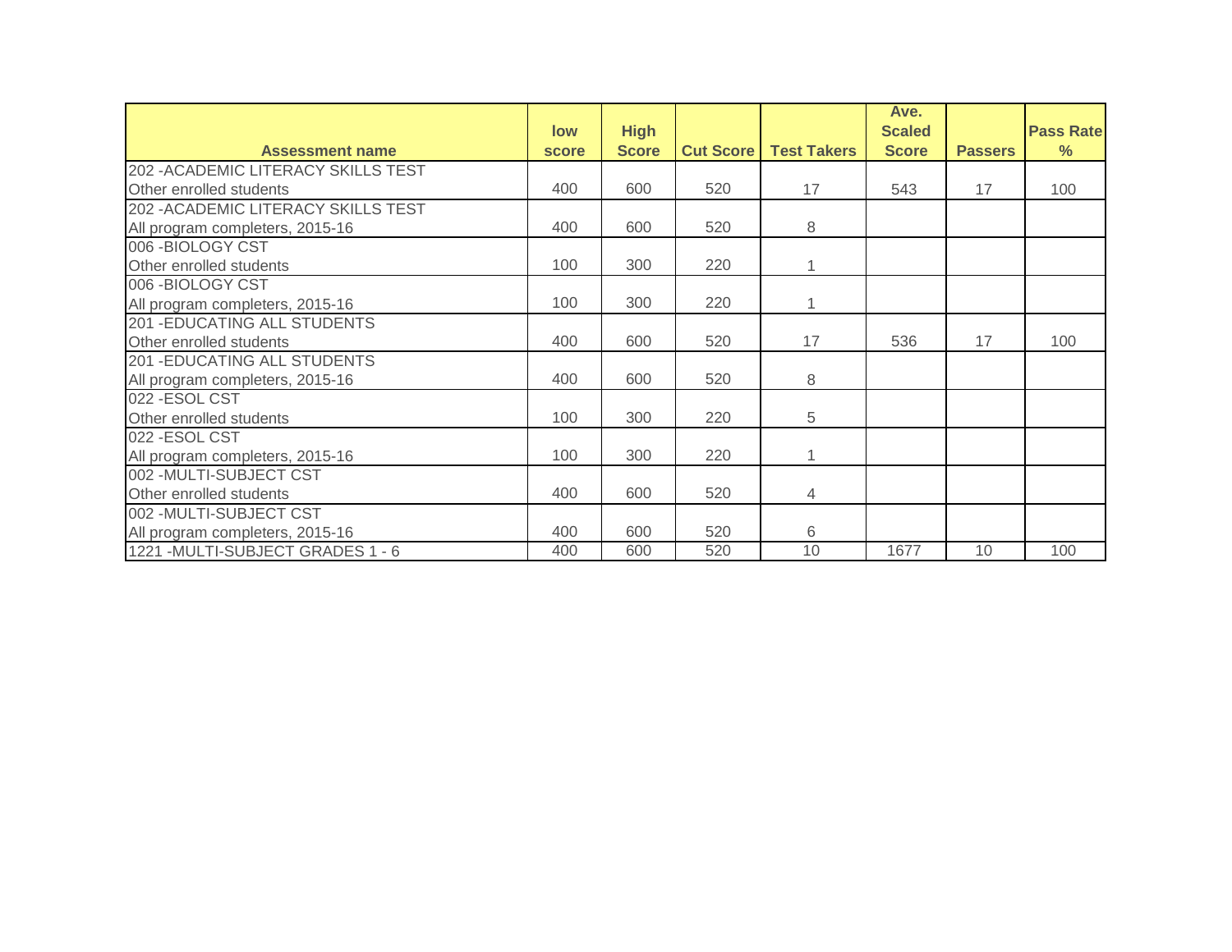| Assessment name | low score | High Score | Cut Score | Test Takers | Ave. Scaled Score | Passers | Pass Rate % |
|---|---|---|---|---|---|---|---|
| 202 -ACADEMIC LITERACY SKILLS TEST Other enrolled students | 400 | 600 | 520 | 17 | 543 | 17 | 100 |
| 202 -ACADEMIC LITERACY SKILLS TEST All program completers, 2015-16 | 400 | 600 | 520 | 8 | | | |
| 006 -BIOLOGY CST Other enrolled students | 100 | 300 | 220 | 1 | | | |
| 006 -BIOLOGY CST All program completers, 2015-16 | 100 | 300 | 220 | 1 | | | |
| 201 -EDUCATING ALL STUDENTS Other enrolled students | 400 | 600 | 520 | 17 | 536 | 17 | 100 |
| 201 -EDUCATING ALL STUDENTS All program completers, 2015-16 | 400 | 600 | 520 | 8 | | | |
| 022 -ESOL CST Other enrolled students | 100 | 300 | 220 | 5 | | | |
| 022 -ESOL CST All program completers, 2015-16 | 100 | 300 | 220 | 1 | | | |
| 002 -MULTI-SUBJECT CST Other enrolled students | 400 | 600 | 520 | 4 | | | |
| 002 -MULTI-SUBJECT CST All program completers, 2015-16 | 400 | 600 | 520 | 6 | | | |
| 1221 -MULTI-SUBJECT GRADES 1 - 6 | 400 | 600 | 520 | 10 | 1677 | 10 | 100 |